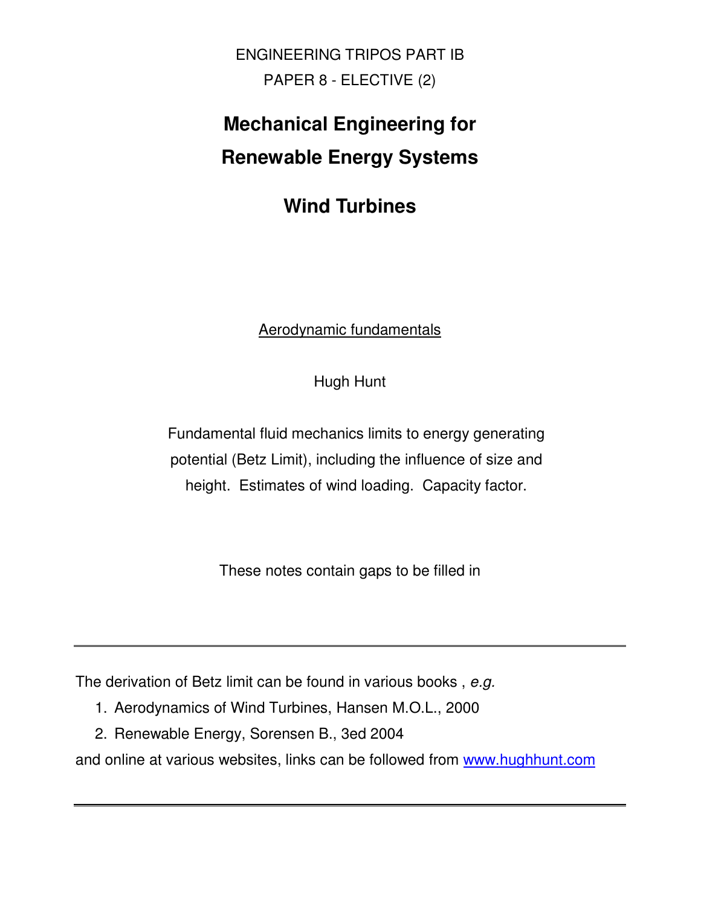ENGINEERING TRIPOS PART IB

PAPER 8 - ELECTIVE (2)

# Mechanical Engineering for Renewable Energy Systems

# Wind Turbines

Aerodynamic fundamentals

Hugh Hunt

Fundamental fluid mechanics limits to energy generating potential (Betz Limit), including the influence of size and height. Estimates of wind loading. Capacity factor.

These notes contain gaps to be filled in

---

The derivation of Betz limit can be found in various books , *e.g.*

1. Aerodynamics of Wind Turbines, Hansen M.O.L., 2000
2. Renewable Energy, Sorensen B., 3ed 2004

and online at various websites, links can be followed from [www.hughhunt.com](http://www.hughhunt.com)

---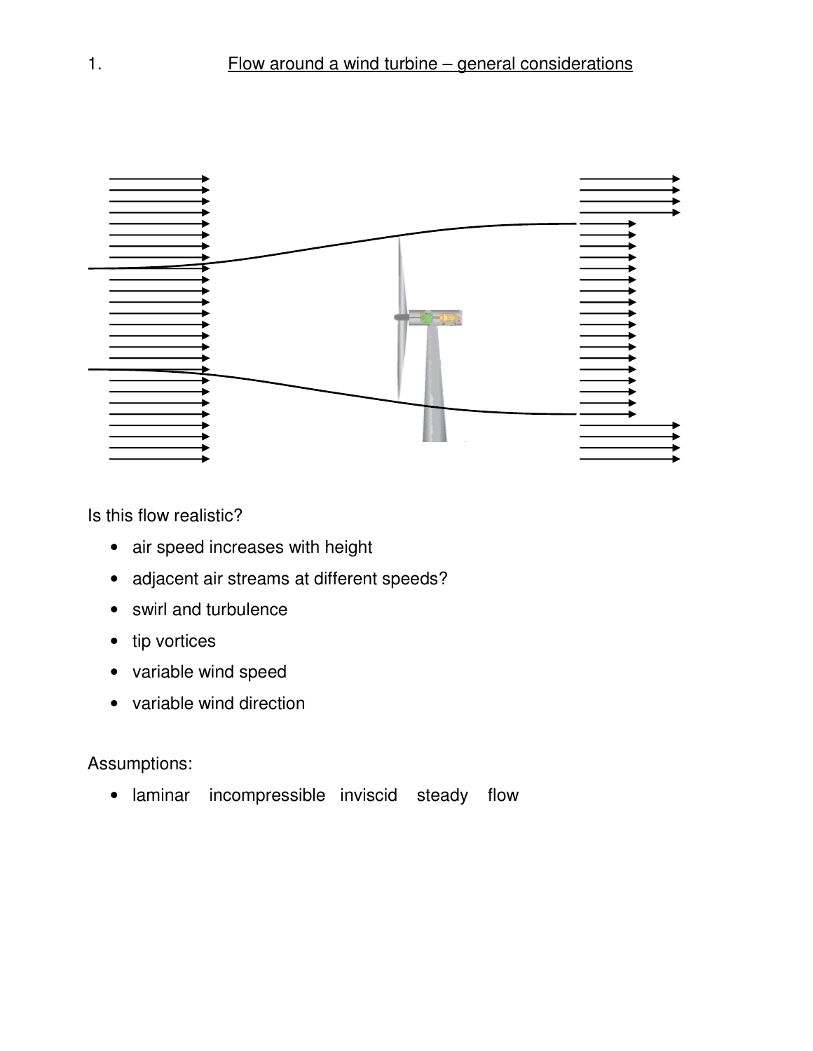# 1. Flow around a wind turbine – general considerations

Is this flow realistic?

- air speed increases with height
- adjacent air streams at different speeds?
- swirl and turbulence
- tip vortices
- variable wind speed
- variable wind direction

Assumptions:

- laminar incompressible inviscid steady flow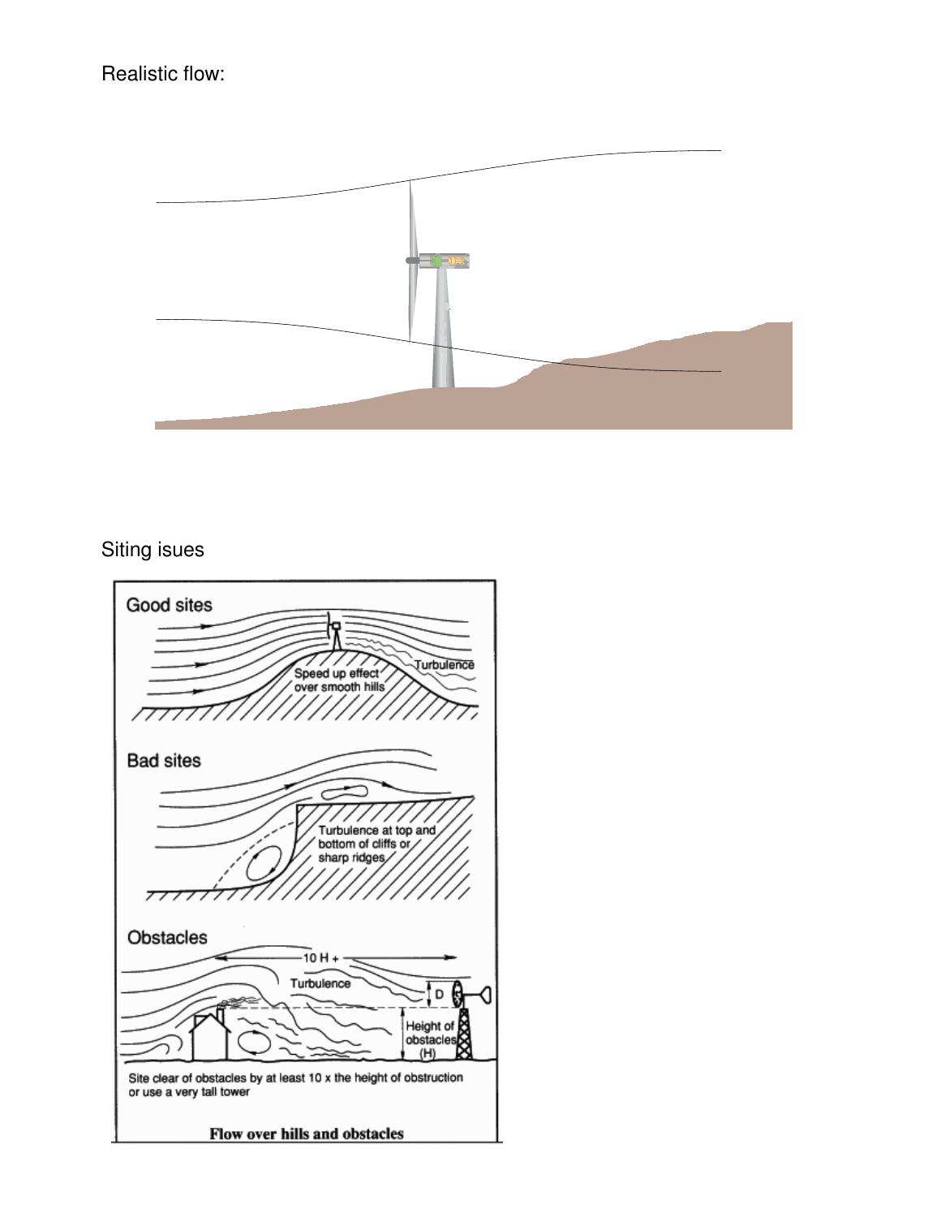Realistic flow:

Siting isues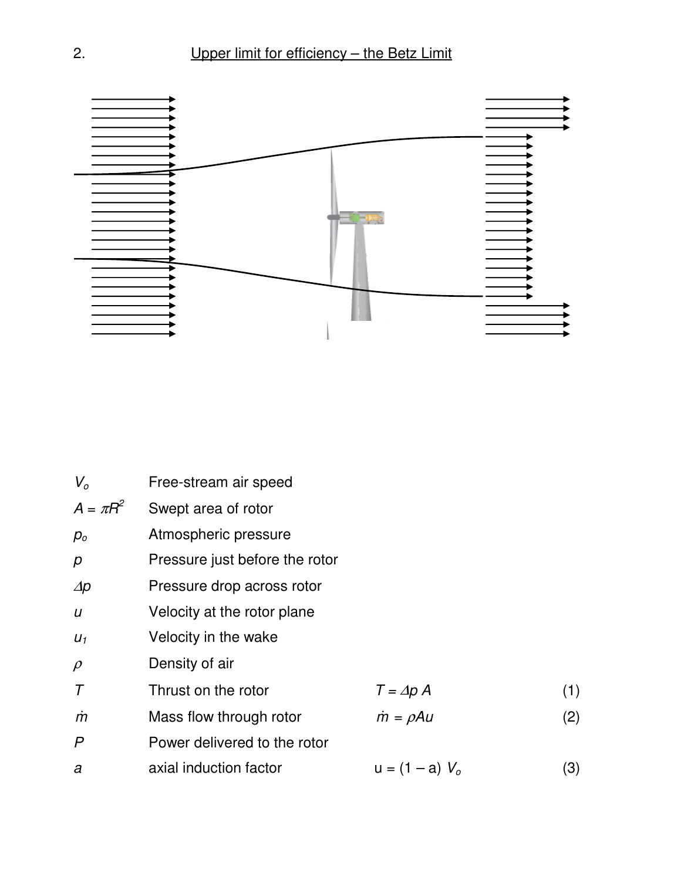2. Upper limit for efficiency – the Betz Limit

| | | | |
|---|---|---|---|
| $V_o$ | Free-stream air speed | | |
| $A = \pi R^2$ | Swept area of rotor | | |
| $p_o$ | Atmospheric pressure | | |
| $p$ | Pressure just before the rotor | | |
| $\Delta p$ | Pressure drop across rotor | | |
| $u$ | Velocity at the rotor plane | | |
| $u_1$ | Velocity in the wake | | |
| $\rho$ | Density of air | | |
| $T$ | Thrust on the rotor | $T = \Delta p\, A$ | (1) |
| $\dot{m}$ | Mass flow through rotor | $\dot{m} = \rho A u$ | (2) |
| $P$ | Power delivered to the rotor | | |
| $a$ | axial induction factor | $u = (1 - a)\, V_o$ | (3) |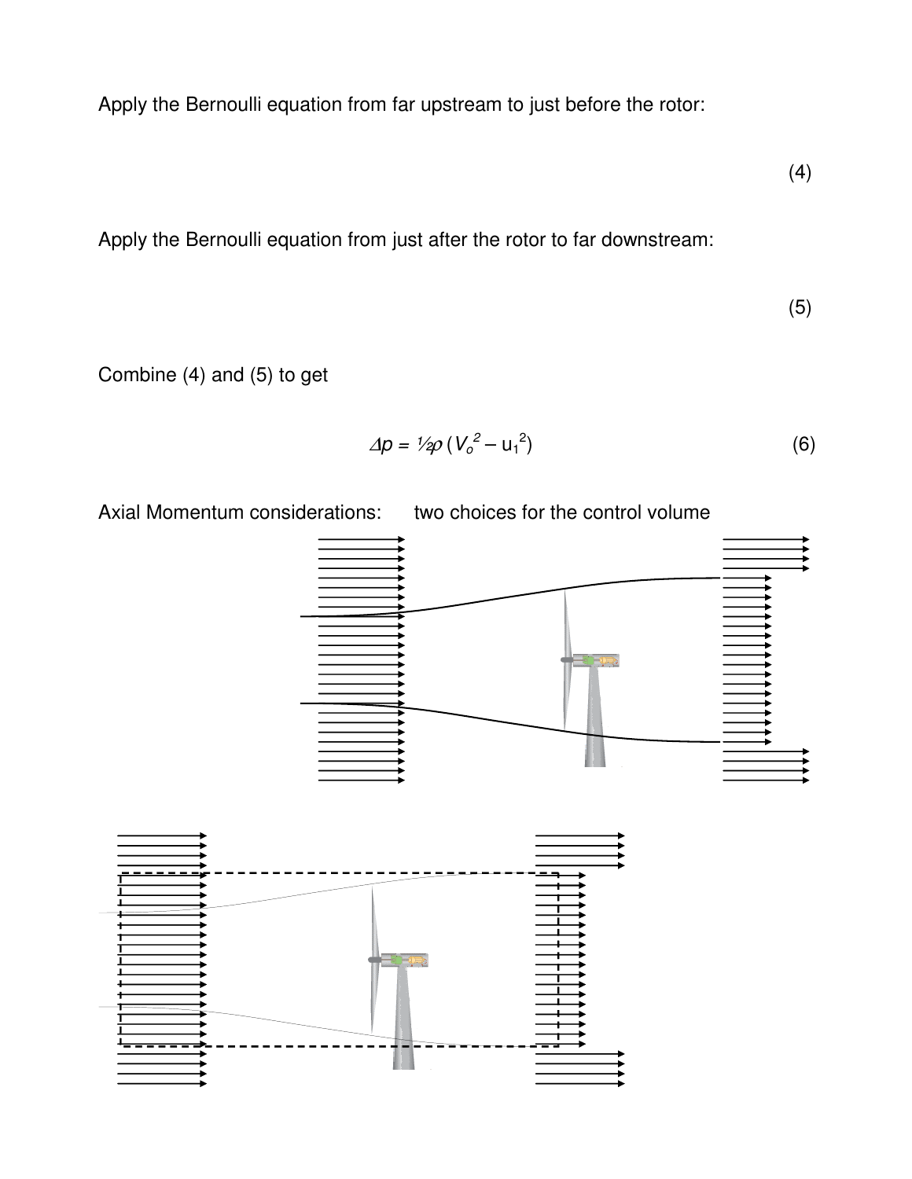Apply the Bernoulli equation from far upstream to just before the rotor:

(4)

Apply the Bernoulli equation from just after the rotor to far downstream:

(5)

Combine (4) and (5) to get

$$\Delta p = \tfrac{1}{2}\rho \left(V_o^{2} - u_1^{2}\right) \tag{6}$$

Axial Momentum considerations: two choices for the control volume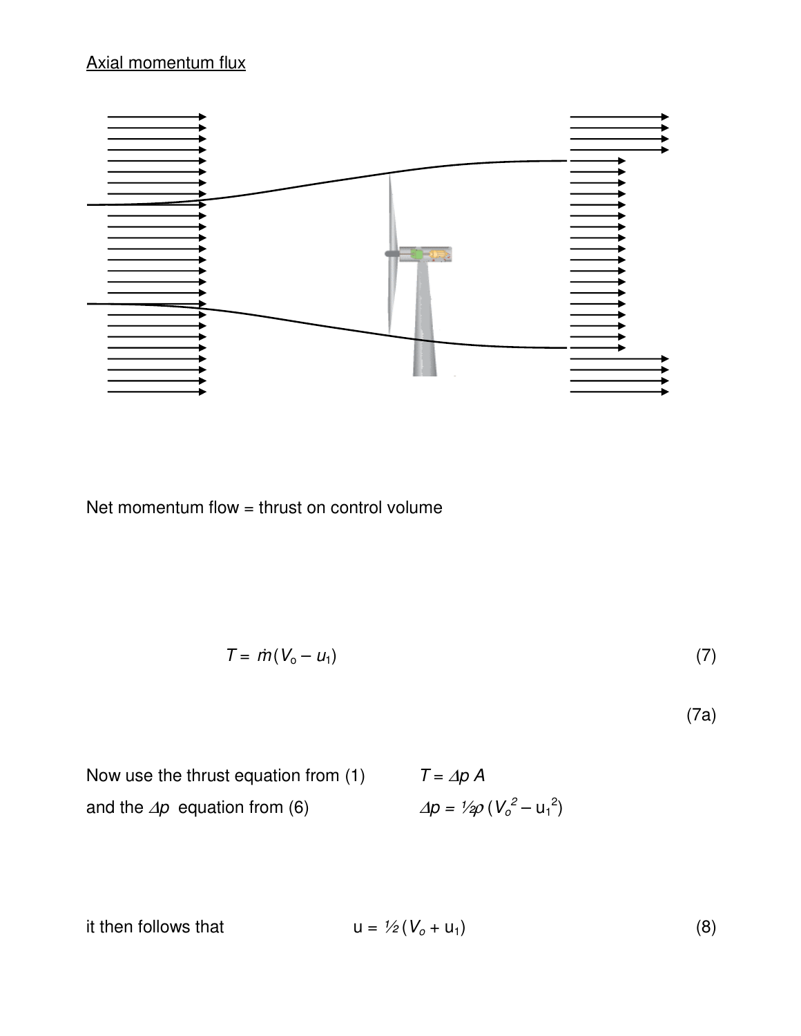Axial momentum flux

Net momentum flow = thrust on control volume

$$T = \dot{m}(V_o - u_1) \tag{7}$$

(7a)

Now use the thrust equation from (1) $T = \Delta p\, A$

and the $\Delta p$ equation from (6) $\Delta p = ½\rho\,(V_o^2 - u_1^2)$

it then follows that $u = ½\,(V_o + u_1)$ (8)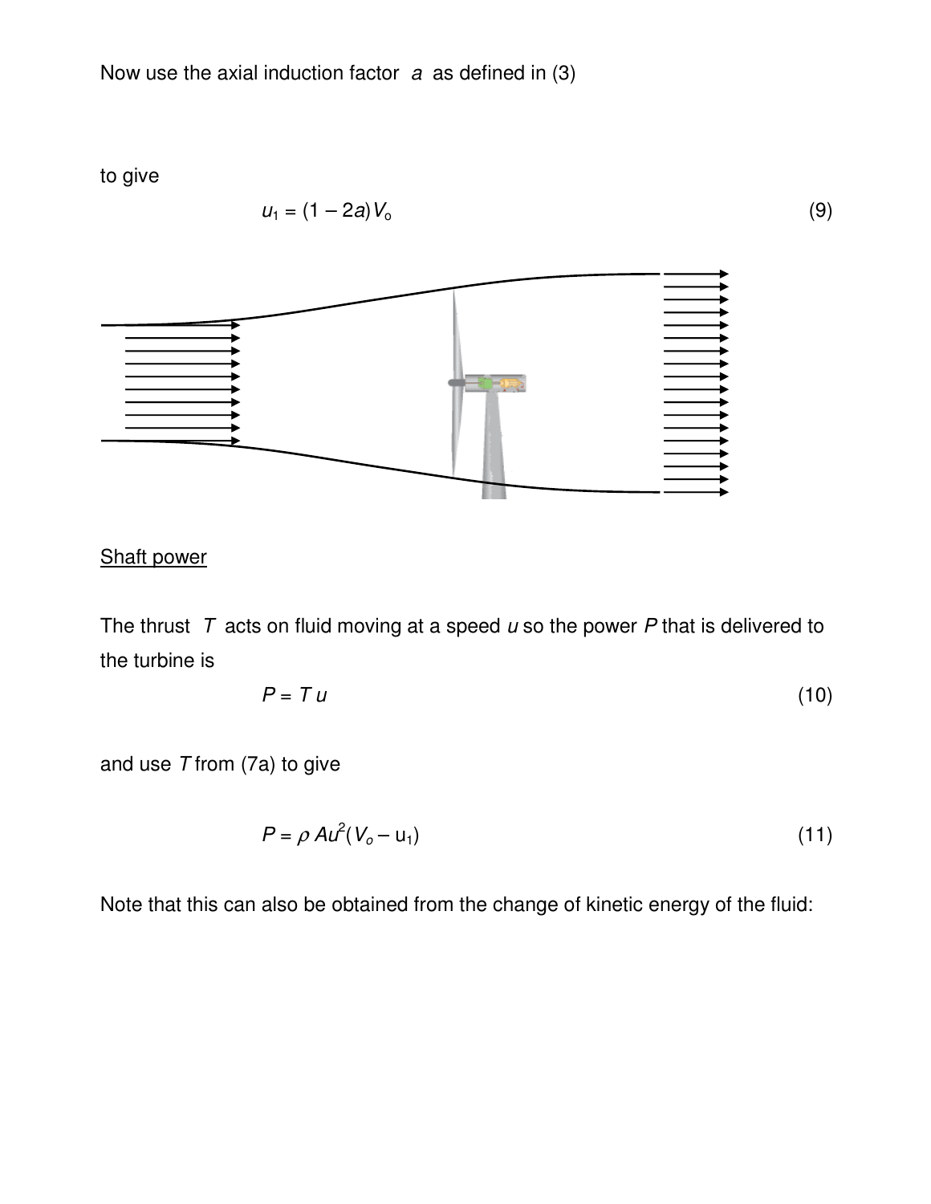Now use the axial induction factor $a$ as defined in (3)

to give

$$u_1 = (1 - 2a)V_o \tag{9}$$

<u>Shaft power</u>

The thrust $T$ acts on fluid moving at a speed $u$ so the power $P$ that is delivered to the turbine is

$$P = T\,u \tag{10}$$

and use $T$ from (7a) to give

$$P = \rho\, A u^2 (V_o - u_1) \tag{11}$$

Note that this can also be obtained from the change of kinetic energy of the fluid: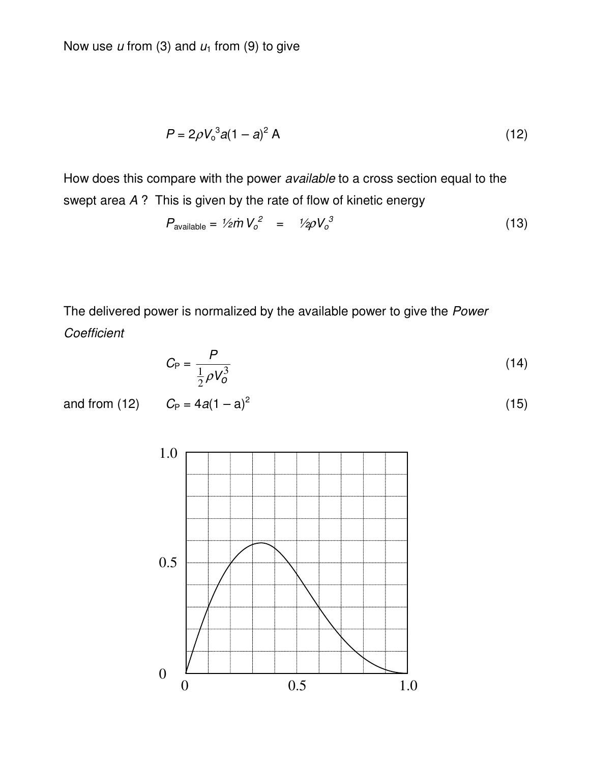Now use $u$ from (3) and $u_1$ from (9) to give

$$P = 2\rho V_o^3 a(1 - a)^2 \text{ A} \tag{12}$$

How does this compare with the power *available* to a cross section equal to the swept area $A$ ? This is given by the rate of flow of kinetic energy

$$P_{\text{available}} = \tfrac{1}{2}\dot{m}\, V_o^2 \quad = \quad \tfrac{1}{2}\rho V_o^3 \tag{13}$$

The delivered power is normalized by the available power to give the *Power Coefficient*

$$C_P = \frac{P}{\frac{1}{2}\rho V_o^3} \tag{14}$$

and from (12) $$C_P = 4a(1 - a)^2 \tag{15}$$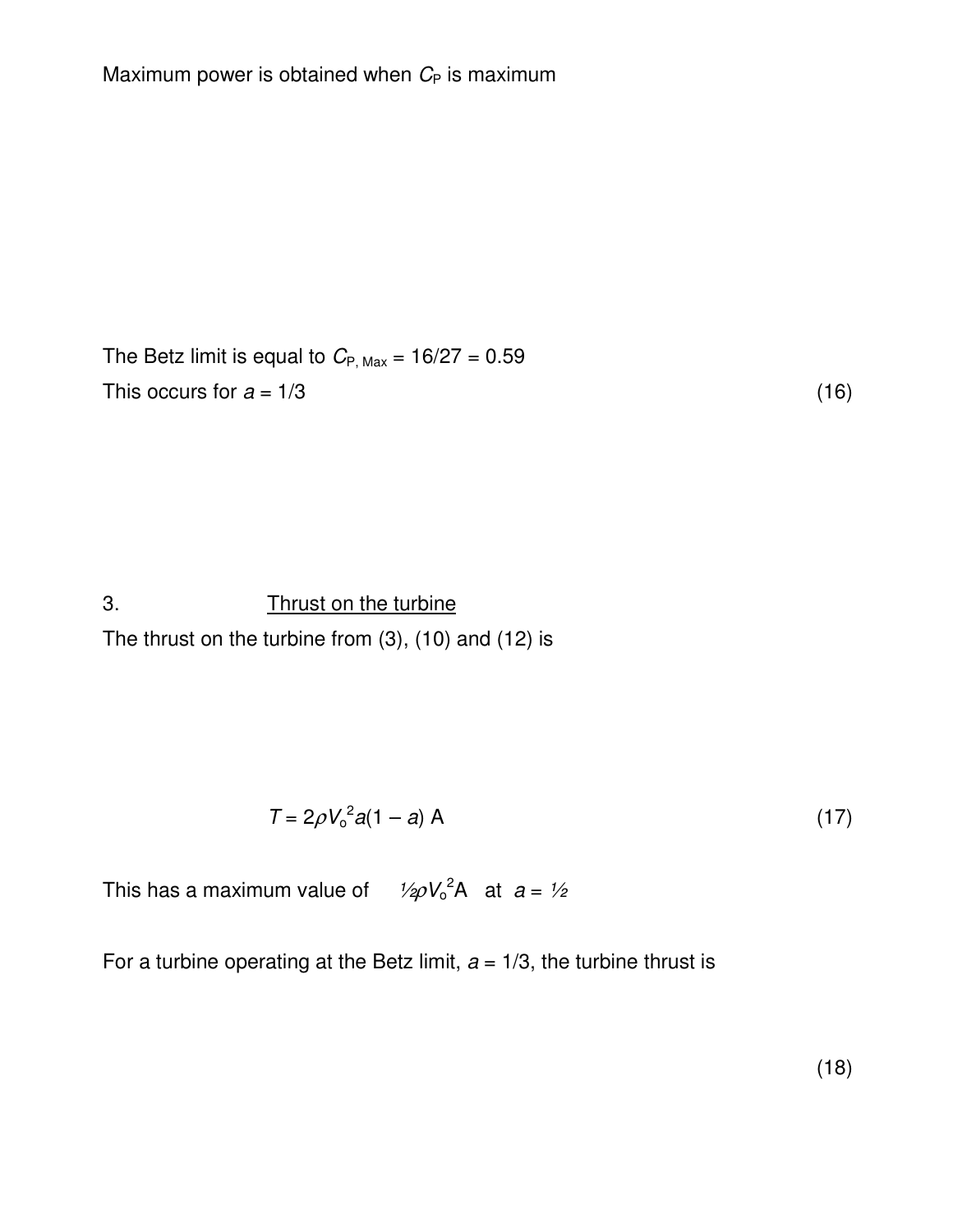Maximum power is obtained when $C_P$ is maximum

The Betz limit is equal to $C_{P,\,Max} = 16/27 = 0.59$

This occurs for $a = 1/3$ (16)

3. Thrust on the turbine

The thrust on the turbine from (3), (10) and (12) is

$$T = 2\rho V_o^2 a(1 - a)\,A \tag{17}$$

This has a maximum value of $\frac{1}{2}\rho V_o^2 A$ at $a = \frac{1}{2}$

For a turbine operating at the Betz limit, $a = 1/3$, the turbine thrust is

(18)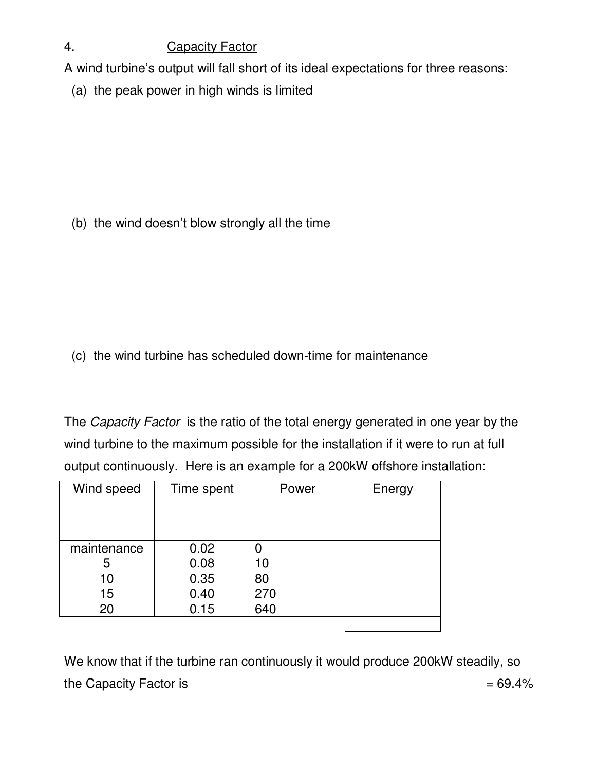4. Capacity Factor

A wind turbine's output will fall short of its ideal expectations for three reasons:

(a) the peak power in high winds is limited

(b) the wind doesn't blow strongly all the time

(c) the wind turbine has scheduled down-time for maintenance

The *Capacity Factor* is the ratio of the total energy generated in one year by the wind turbine to the maximum possible for the installation if it were to run at full output continuously. Here is an example for a 200kW offshore installation:

| Wind speed | Time spent | Power | Energy |
|---|---|---|---|
| maintenance | 0.02 | 0 | |
| 5 | 0.08 | 10 | |
| 10 | 0.35 | 80 | |
| 15 | 0.40 | 270 | |
| 20 | 0.15 | 640 | |
| | | | |

We know that if the turbine ran continuously it would produce 200kW steadily, so the Capacity Factor is = 69.4%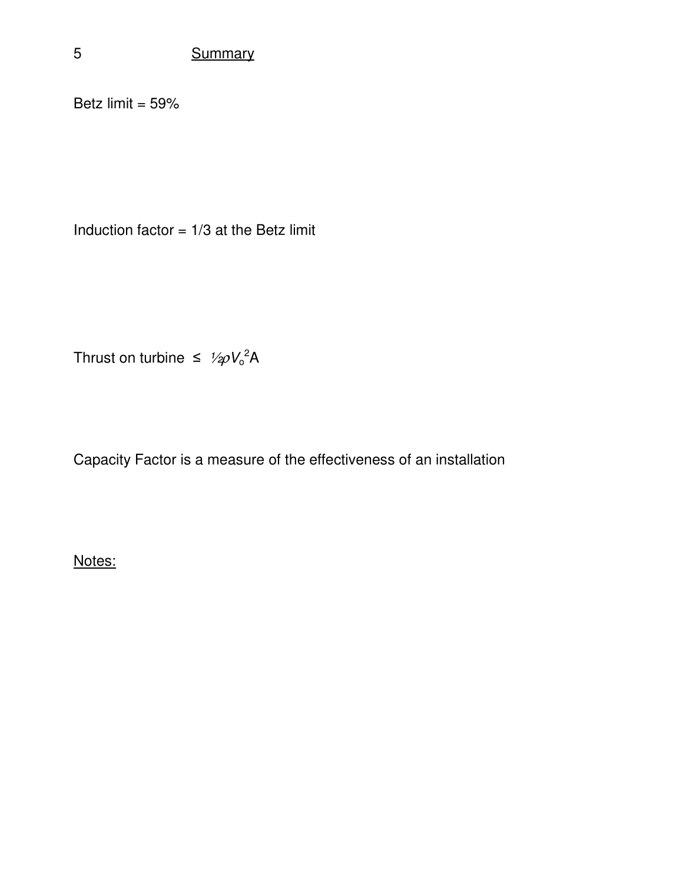## 5 Summary

Betz limit = 59%

Induction factor = 1/3 at the Betz limit

Thrust on turbine $\leq \frac{1}{2}\rho V_o^2 A$

Capacity Factor is a measure of the effectiveness of an installation

Notes: